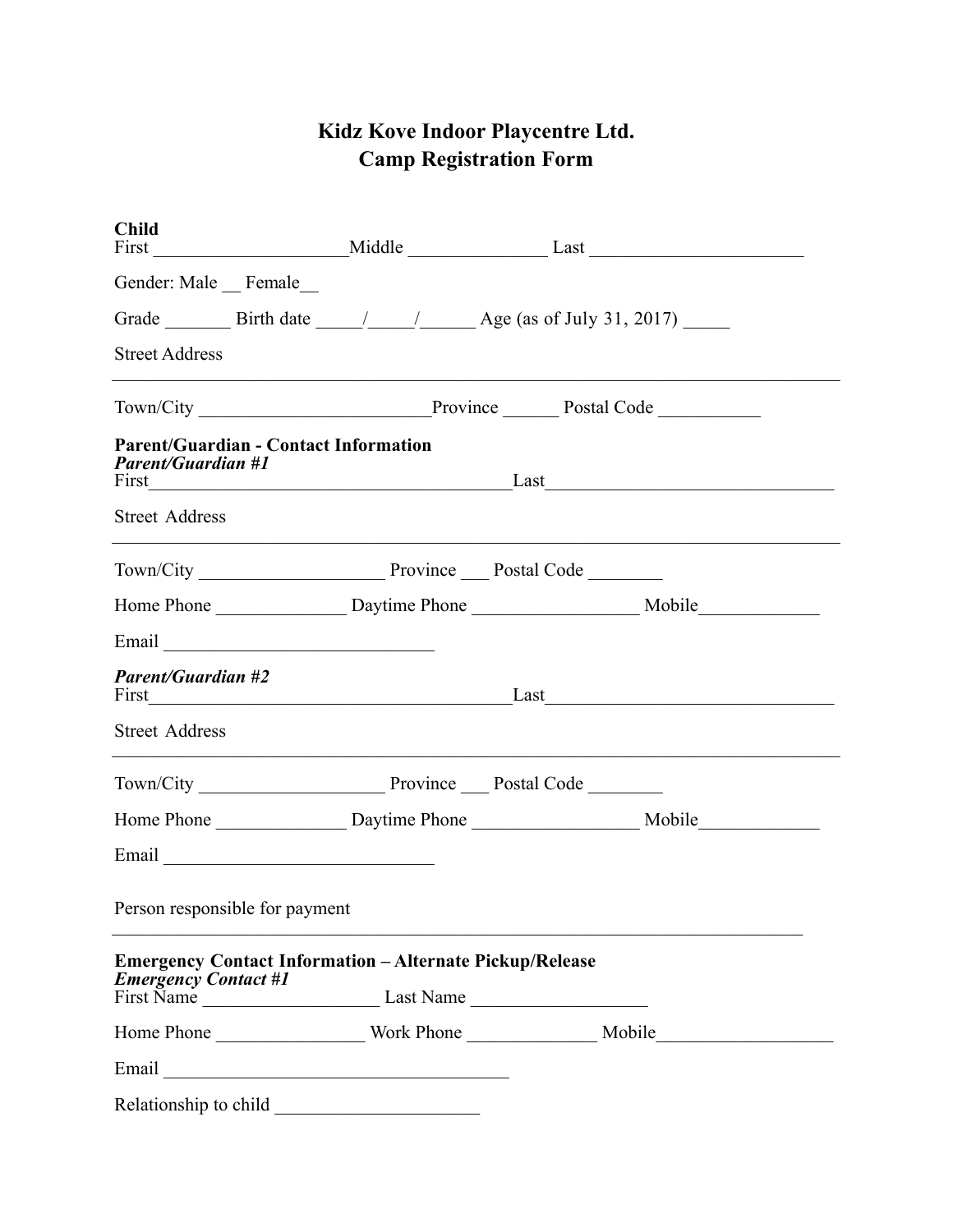# Kidz Kove Indoor Playcentre Ltd.
## Camp Registration Form

**Child**
First _____________________ Middle _______________ Last _______________________

Gender: Male __ Female__

Grade _______ Birth date _____/_____/______ Age (as of July 31, 2017) _____

Street Address

________________________________________________________________________________

Town/City _________________________ Province ______ Postal Code ___________

**Parent/Guardian - Contact Information**
***Parent/Guardian #1***
First_______________________________________ Last________________________________

Street Address

________________________________________________________________________________

Town/City ____________________ Province ___ Postal Code ________

Home Phone ______________ Daytime Phone _________________ Mobile_____________

Email _____________________________

***Parent/Guardian #2***
First_______________________________________ Last________________________________

Street Address

________________________________________________________________________________

Town/City ____________________ Province ___ Postal Code ________

Home Phone ______________ Daytime Phone _________________ Mobile_____________

Email _____________________________

Person responsible for payment

____________________________________________________________________________

**Emergency Contact Information – Alternate Pickup/Release**
***Emergency Contact #1***
First Name ___________________ Last Name ___________________

Home Phone ________________ Work Phone ______________ Mobile___________________

Email _____________________________________

Relationship to child ______________________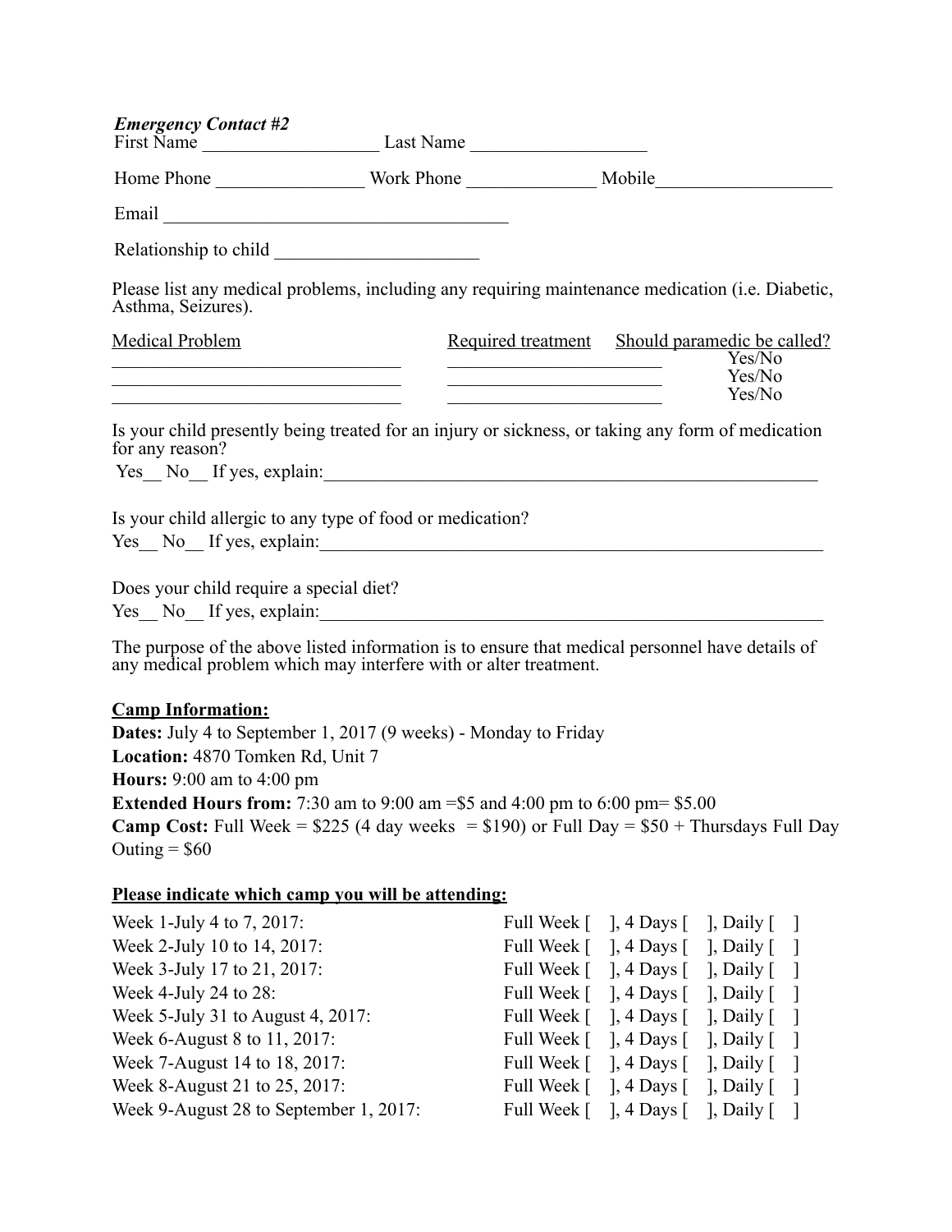***Emergency Contact #2***

First Name ___________________ Last Name ___________________

Home Phone ________________ Work Phone ______________ Mobile___________________

Email ______________________________________

Relationship to child ______________________

Please list any medical problems, including any requiring maintenance medication (i.e. Diabetic, Asthma, Seizures).

| Medical Problem | Required treatment | Should paramedic be called? |
|---|---|---|
| _______________________________ | _______________________ | Yes/No |
| _______________________________ | _______________________ | Yes/No |
| _______________________________ | _______________________ | Yes/No |

Is your child presently being treated for an injury or sickness, or taking any form of medication for any reason?

Yes__ No__ If yes, explain:_______________________________________________________

Is your child allergic to any type of food or medication?

Yes__ No__ If yes, explain:_______________________________________________________

Does your child require a special diet?

Yes__ No__ If yes, explain:_______________________________________________________

The purpose of the above listed information is to ensure that medical personnel have details of any medical problem which may interfere with or alter treatment.

**Camp Information:**

**Dates:** July 4 to September 1, 2017 (9 weeks) - Monday to Friday

**Location:** 4870 Tomken Rd, Unit 7

**Hours:** 9:00 am to 4:00 pm

**Extended Hours from:** 7:30 am to 9:00 am =$5 and 4:00 pm to 6:00 pm= $5.00

**Camp Cost:** Full Week = $225 (4 day weeks = $190) or Full Day = $50 + Thursdays Full Day Outing = $60

**Please indicate which camp you will be attending:**

| | |
|---|---|
| Week 1-July 4 to 7, 2017: | Full Week [ ], 4 Days [ ], Daily [ ] |
| Week 2-July 10 to 14, 2017: | Full Week [ ], 4 Days [ ], Daily [ ] |
| Week 3-July 17 to 21, 2017: | Full Week [ ], 4 Days [ ], Daily [ ] |
| Week 4-July 24 to 28: | Full Week [ ], 4 Days [ ], Daily [ ] |
| Week 5-July 31 to August 4, 2017: | Full Week [ ], 4 Days [ ], Daily [ ] |
| Week 6-August 8 to 11, 2017: | Full Week [ ], 4 Days [ ], Daily [ ] |
| Week 7-August 14 to 18, 2017: | Full Week [ ], 4 Days [ ], Daily [ ] |
| Week 8-August 21 to 25, 2017: | Full Week [ ], 4 Days [ ], Daily [ ] |
| Week 9-August 28 to September 1, 2017: | Full Week [ ], 4 Days [ ], Daily [ ] |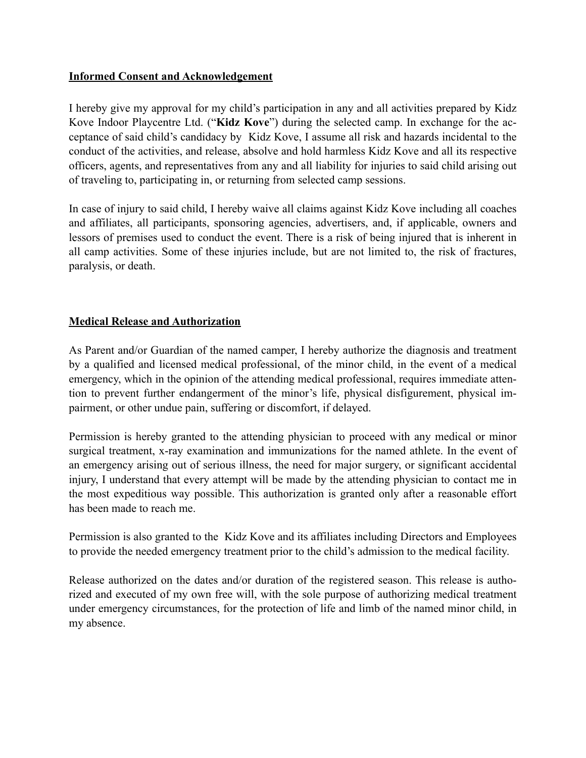**Informed Consent and Acknowledgement**

I hereby give my approval for my child's participation in any and all activities prepared by Kidz Kove Indoor Playcentre Ltd. ("**Kidz Kove**") during the selected camp. In exchange for the acceptance of said child's candidacy by Kidz Kove, I assume all risk and hazards incidental to the conduct of the activities, and release, absolve and hold harmless Kidz Kove and all its respective officers, agents, and representatives from any and all liability for injuries to said child arising out of traveling to, participating in, or returning from selected camp sessions.

In case of injury to said child, I hereby waive all claims against Kidz Kove including all coaches and affiliates, all participants, sponsoring agencies, advertisers, and, if applicable, owners and lessors of premises used to conduct the event. There is a risk of being injured that is inherent in all camp activities. Some of these injuries include, but are not limited to, the risk of fractures, paralysis, or death.

**Medical Release and Authorization**

As Parent and/or Guardian of the named camper, I hereby authorize the diagnosis and treatment by a qualified and licensed medical professional, of the minor child, in the event of a medical emergency, which in the opinion of the attending medical professional, requires immediate attention to prevent further endangerment of the minor's life, physical disfigurement, physical impairment, or other undue pain, suffering or discomfort, if delayed.

Permission is hereby granted to the attending physician to proceed with any medical or minor surgical treatment, x-ray examination and immunizations for the named athlete. In the event of an emergency arising out of serious illness, the need for major surgery, or significant accidental injury, I understand that every attempt will be made by the attending physician to contact me in the most expeditious way possible. This authorization is granted only after a reasonable effort has been made to reach me.

Permission is also granted to the Kidz Kove and its affiliates including Directors and Employees to provide the needed emergency treatment prior to the child's admission to the medical facility.

Release authorized on the dates and/or duration of the registered season. This release is authorized and executed of my own free will, with the sole purpose of authorizing medical treatment under emergency circumstances, for the protection of life and limb of the named minor child, in my absence.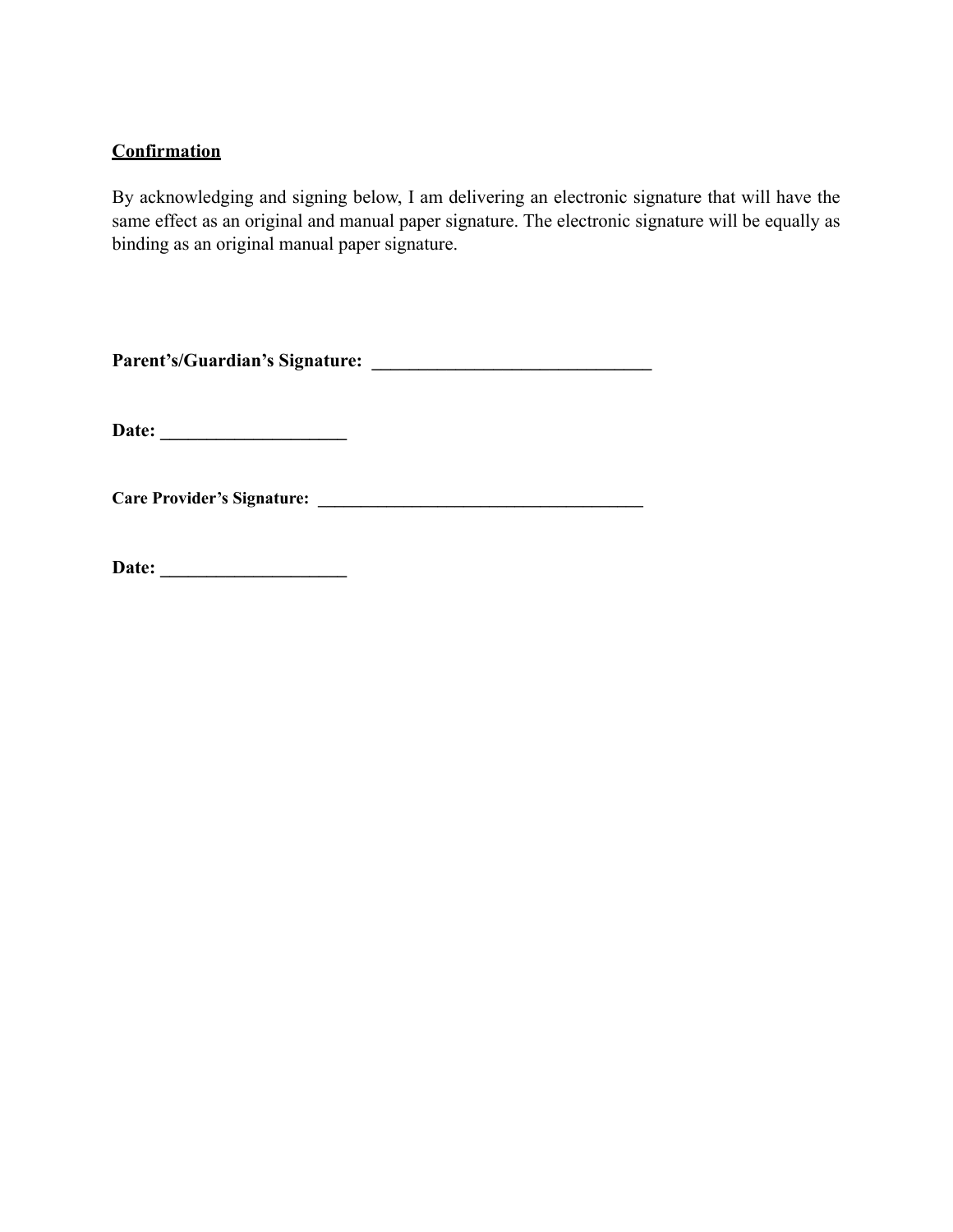**<u>Confirmation</u>**

By acknowledging and signing below, I am delivering an electronic signature that will have the same effect as an original and manual paper signature. The electronic signature will be equally as binding as an original manual paper signature.

**Parent's/Guardian's Signature: ______________________________**

**Date: ____________________**

**Care Provider's Signature: ____________________________________**

**Date: ____________________**